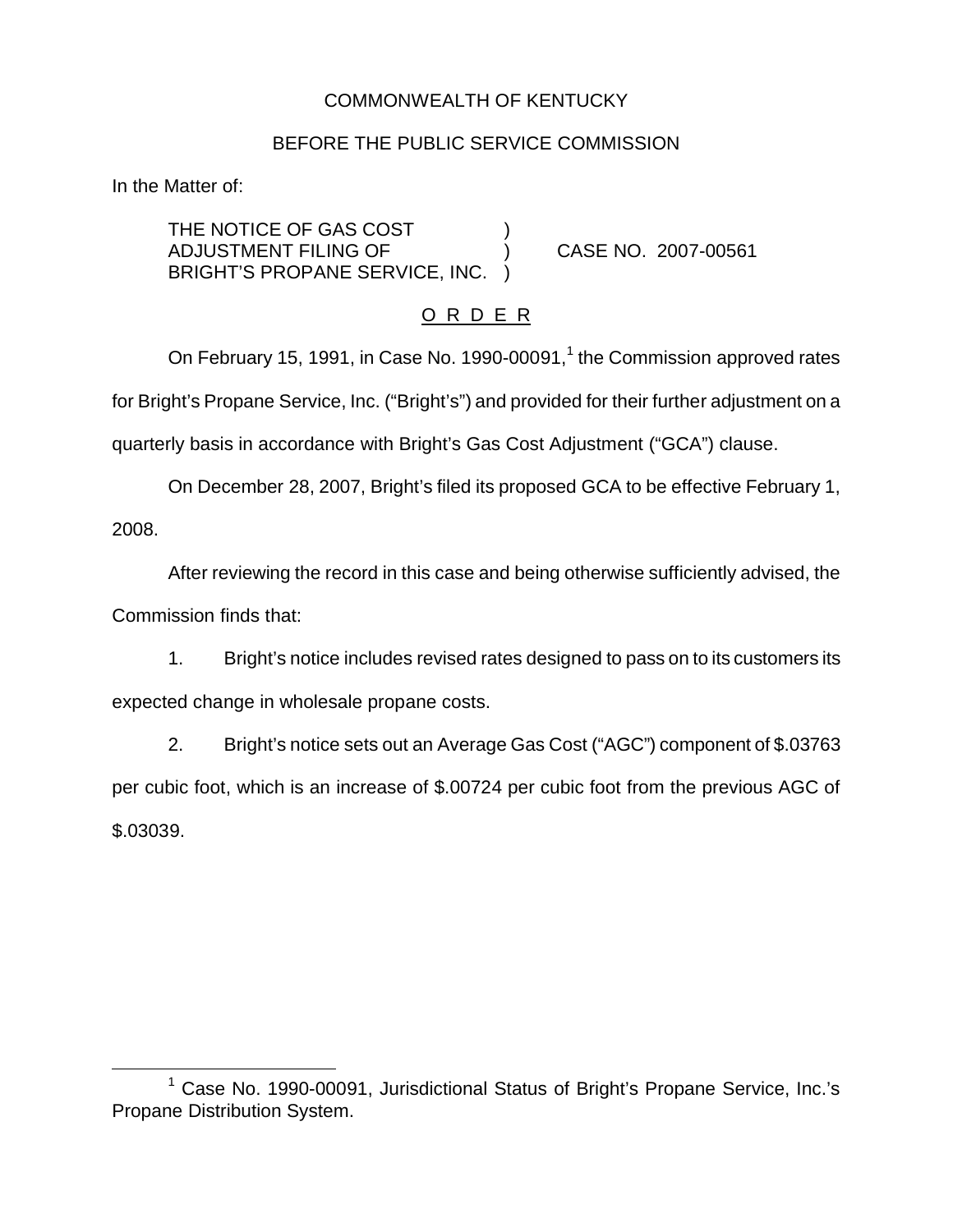COMMONWEALTH OF KENTUCKY

BEFORE THE PUBLIC SERVICE COMMISSION

In the Matter of:

THE NOTICE OF GAS COST ADJUSTMENT FILING OF BRIGHT'S PROPANE SERVICE, INC. ) CASE NO. 2007-00561

<u>O R D E R</u>

On February 15, 1991, in Case No. 1990-00091,[1] the Commission approved rates for Bright's Propane Service, Inc. ("Bright's") and provided for their further adjustment on a quarterly basis in accordance with Bright's Gas Cost Adjustment ("GCA") clause.

On December 28, 2007, Bright's filed its proposed GCA to be effective February 1, 2008.

After reviewing the record in this case and being otherwise sufficiently advised, the Commission finds that:

1. Bright's notice includes revised rates designed to pass on to its customers its expected change in wholesale propane costs.

2. Bright's notice sets out an Average Gas Cost ("AGC") component of $.03763 per cubic foot, which is an increase of $.00724 per cubic foot from the previous AGC of $.03039.

---

[1] Case No. 1990-00091, Jurisdictional Status of Bright's Propane Service, Inc.'s Propane Distribution System.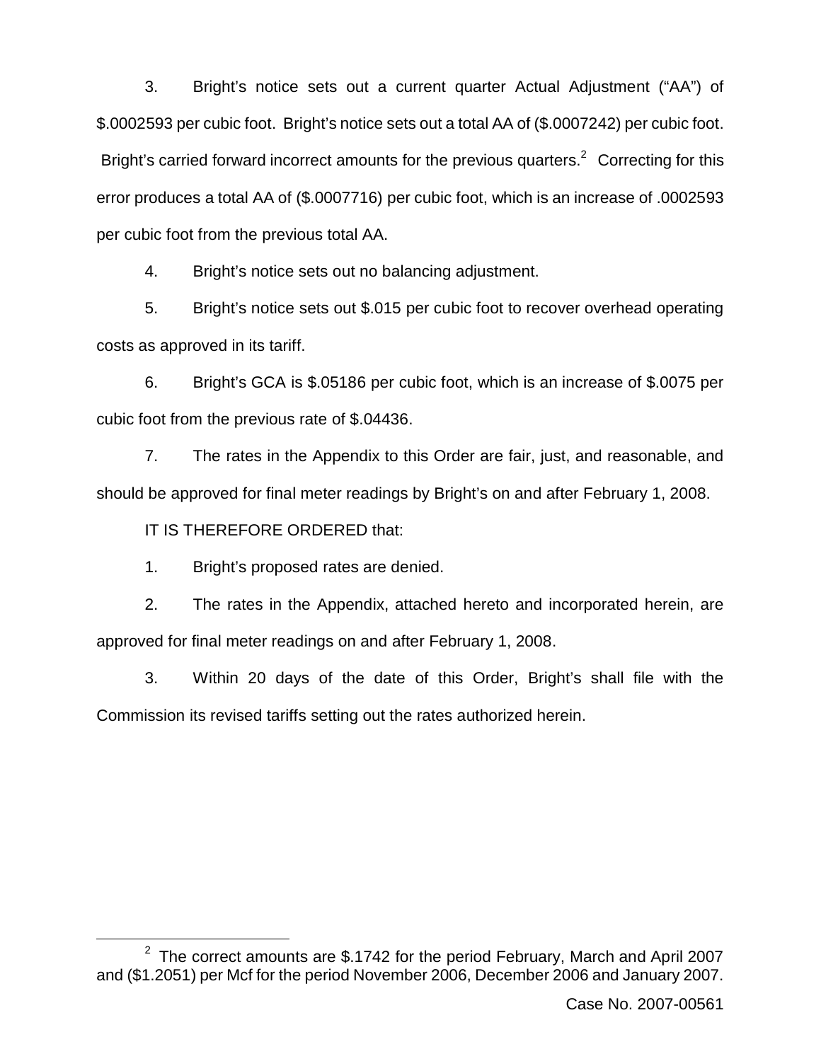3. Bright's notice sets out a current quarter Actual Adjustment ("AA") of $.0002593 per cubic foot. Bright's notice sets out a total AA of ($.0007242) per cubic foot. Bright's carried forward incorrect amounts for the previous quarters.[2] Correcting for this error produces a total AA of ($.0007716) per cubic foot, which is an increase of .0002593 per cubic foot from the previous total AA.

4. Bright's notice sets out no balancing adjustment.

5. Bright's notice sets out $.015 per cubic foot to recover overhead operating costs as approved in its tariff.

6. Bright's GCA is $.05186 per cubic foot, which is an increase of $.0075 per cubic foot from the previous rate of $.04436.

7. The rates in the Appendix to this Order are fair, just, and reasonable, and should be approved for final meter readings by Bright's on and after February 1, 2008.

IT IS THEREFORE ORDERED that:

1. Bright's proposed rates are denied.

2. The rates in the Appendix, attached hereto and incorporated herein, are approved for final meter readings on and after February 1, 2008.

3. Within 20 days of the date of this Order, Bright's shall file with the Commission its revised tariffs setting out the rates authorized herein.

[2] The correct amounts are $.1742 for the period February, March and April 2007 and ($1.2051) per Mcf for the period November 2006, December 2006 and January 2007.

Case No. 2007-00561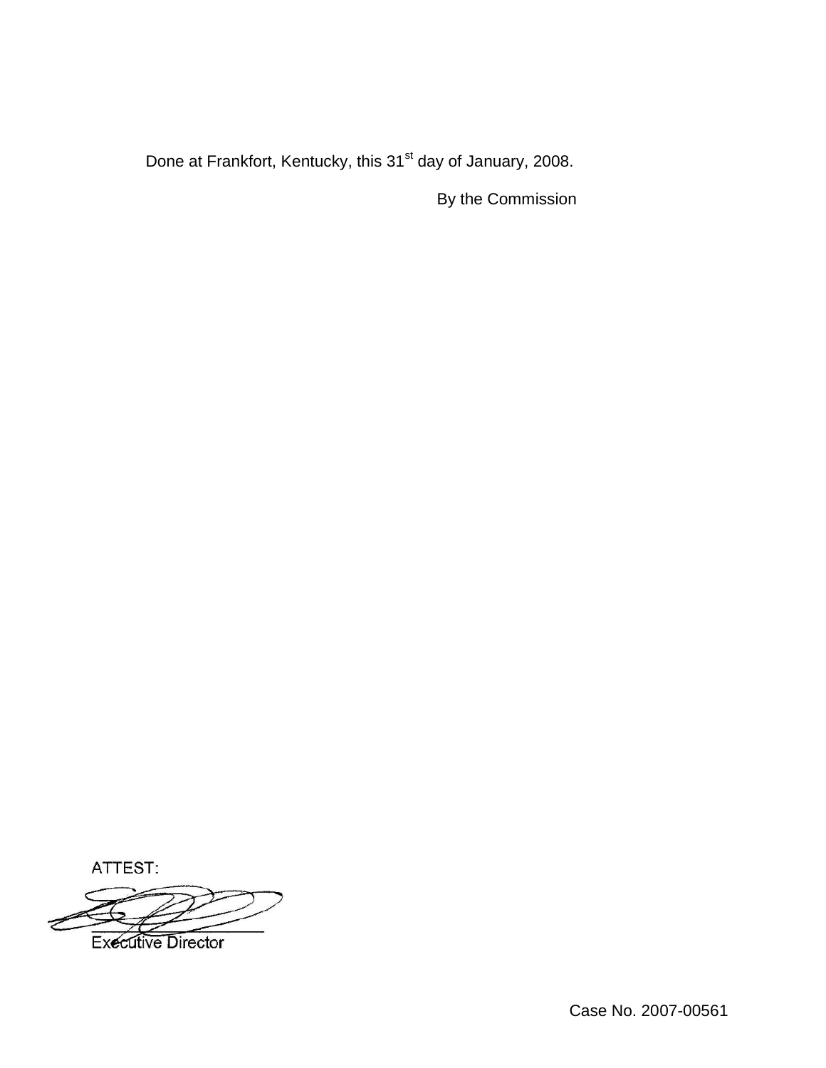Done at Frankfort, Kentucky, this 31st day of January, 2008.

By the Commission

ATTEST:

Executive Director

Case No. 2007-00561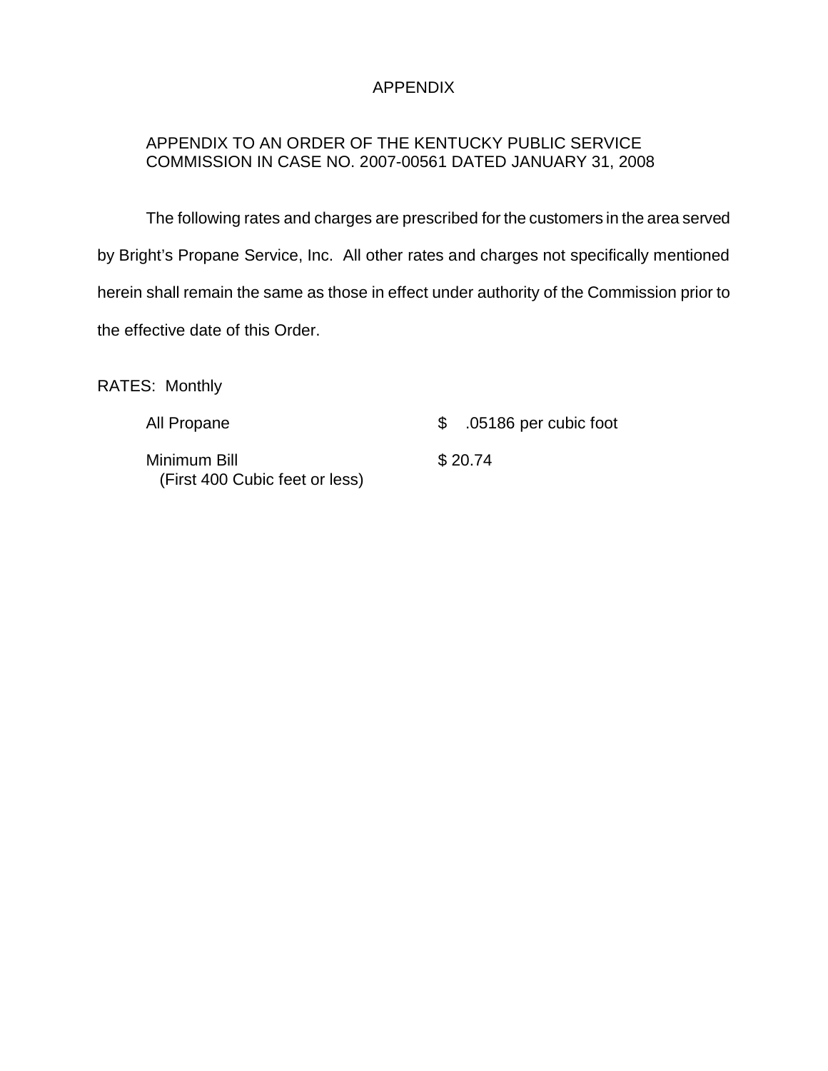# APPENDIX

APPENDIX TO AN ORDER OF THE KENTUCKY PUBLIC SERVICE COMMISSION IN CASE NO. 2007-00561 DATED JANUARY 31, 2008

The following rates and charges are prescribed for the customers in the area served by Bright's Propane Service, Inc. All other rates and charges not specifically mentioned herein shall remain the same as those in effect under authority of the Commission prior to the effective date of this Order.

RATES: Monthly

| | |
|---|---|
| All Propane | $ .05186 per cubic foot |
| Minimum Bill<br>(First 400 Cubic feet or less) | $ 20.74 |